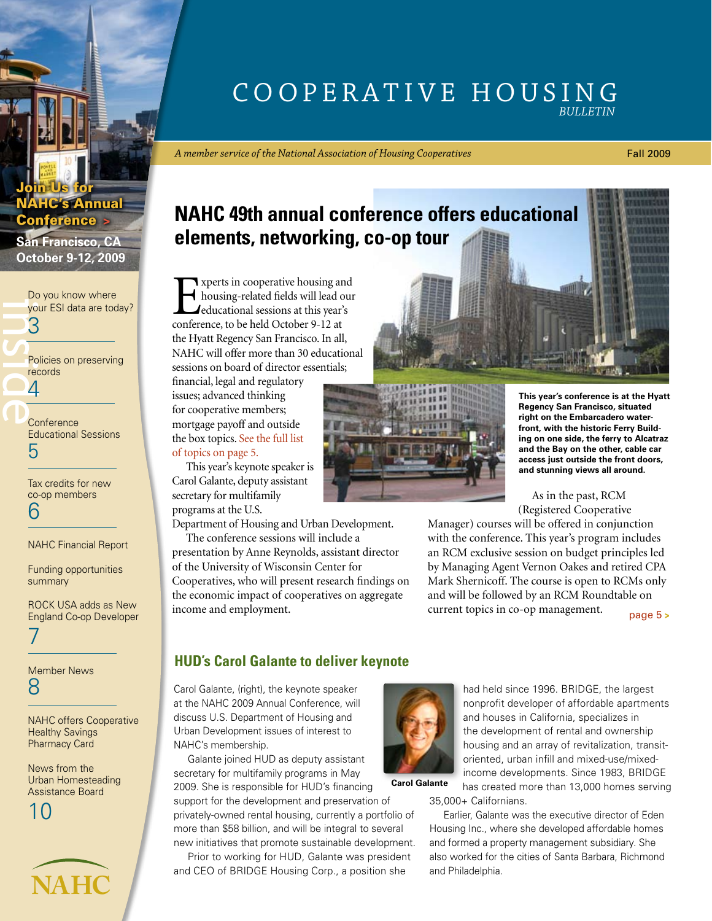# COOPERATIVE HOUSING *BULLETIN*

*A member service of the National Association of Housing Cooperatives*

Fall 2009

**Join Us for NAHC's Annual Conference >**

**San Francisco, CA October 9-12, 2009**

**Inside**

Do you know where your ESI data are today? 3

Policies on preserving records 4

Conference Educational Sessions 5

Tax credits for new co-op members 6

NAHC Financial Report

Funding opportunities summary

ROCK USA adds as New England Co-op Developer 7

Member News 8

NAHC offers Cooperative Healthy Savings Pharmacy Card

News from the Urban Homesteading Assistance Board 10

NAHC

## NAHC 49th annual conference offers educational elements, networking, co-op tour

Experts in cooperative housing and housing-related fields will lead our educational sessions at this year's conference, to be held October 9-12 at the Hyatt Regency San Francisco. In all, NAHC will offer more than 30 educational sessions on board of director essentials; financial, legal and regulatory issues; advanced thinking for cooperative members; mortgage payoff and outside the box topics. See the full list of topics on page 5.

This year's keynote speaker is Carol Galante, deputy assistant secretary for multifamily programs at the U.S. Department of Housing and Urban Development.

The conference sessions will include a presentation by Anne Reynolds, assistant director of the University of Wisconsin Center for Cooperatives, who will present research findings on the economic impact of cooperatives on aggregate income and employment.

**This year's conference is at the Hyatt Regency San Francisco, situated right on the Embarcadero waterfront, with the historic Ferry Building on one side, the ferry to Alcatraz and the Bay on the other, cable car access just outside the front doors, and stunning views all around.**

As in the past, RCM (Registered Cooperative Manager) courses will be offered in conjunction with the conference. This year's program includes an RCM exclusive session on budget principles led by Managing Agent Vernon Oakes and retired CPA Mark Shernicoff. The course is open to RCMs only and will be followed by an RCM Roundtable on current topics in co-op management.

page 5 >

## HUD's Carol Galante to deliver keynote

Carol Galante, (right), the keynote speaker at the NAHC 2009 Annual Conference, will discuss U.S. Department of Housing and Urban Development issues of interest to NAHC's membership.

Galante joined HUD as deputy assistant secretary for multifamily programs in May 2009. She is responsible for HUD's financing support for the development and preservation of privately-owned rental housing, currently a portfolio of more than $58 billion, and will be integral to several new initiatives that promote sustainable development.

Prior to working for HUD, Galante was president and CEO of BRIDGE Housing Corp., a position she had held since 1996. BRIDGE, the largest nonprofit developer of affordable apartments and houses in California, specializes in the development of rental and ownership housing and an array of revitalization, transit-oriented, urban infill and mixed-use/mixed-income developments. Since 1983, BRIDGE has created more than 13,000 homes serving 35,000+ Californians.

**Carol Galante**

Earlier, Galante was the executive director of Eden Housing Inc., where she developed affordable homes and formed a property management subsidiary. She also worked for the cities of Santa Barbara, Richmond and Philadelphia.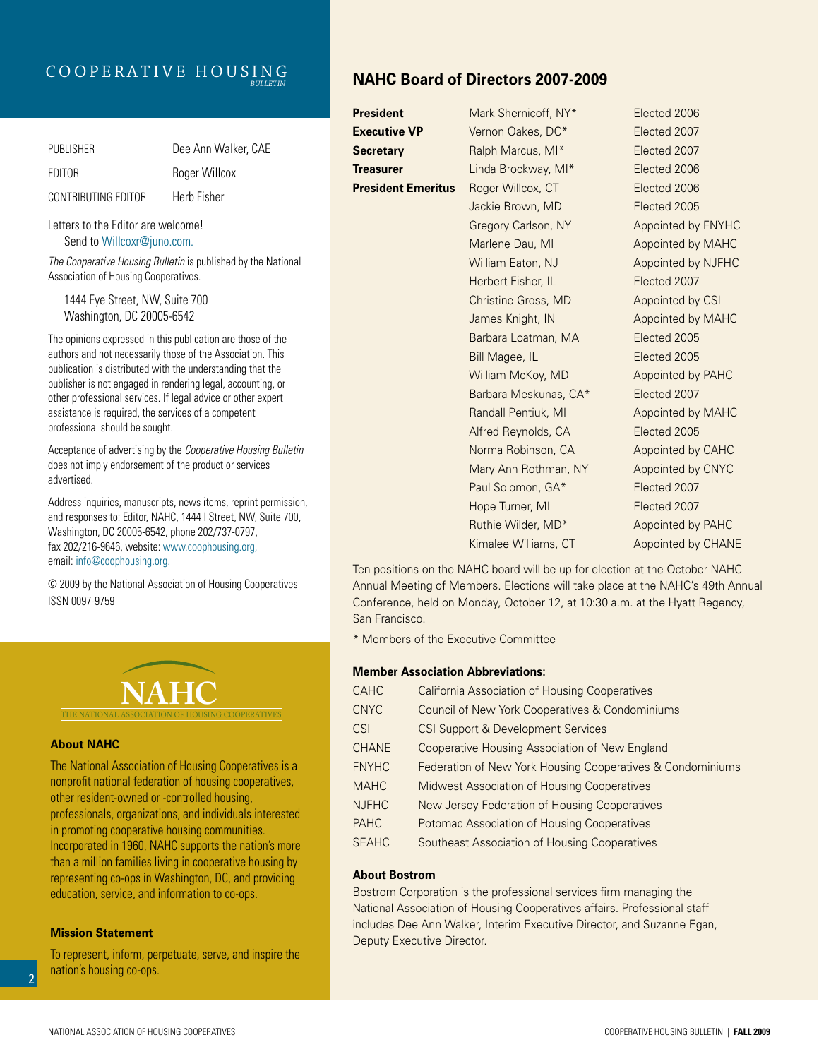# COOPERATIVE HOUSING *BULLETIN*

| | |
|---|---|
| PUBLISHER | Dee Ann Walker, CAE |
| EDITOR | Roger Willcox |
| CONTRIBUTING EDITOR | Herb Fisher |

Letters to the Editor are welcome!
Send to Willcoxr@juno.com.

*The Cooperative Housing Bulletin* is published by the National Association of Housing Cooperatives.

1444 Eye Street, NW, Suite 700
Washington, DC 20005-6542

The opinions expressed in this publication are those of the authors and not necessarily those of the Association. This publication is distributed with the understanding that the publisher is not engaged in rendering legal, accounting, or other professional services. If legal advice or other expert assistance is required, the services of a competent professional should be sought.

Acceptance of advertising by the *Cooperative Housing Bulletin* does not imply endorsement of the product or services advertised.

Address inquiries, manuscripts, news items, reprint permission, and responses to: Editor, NAHC, 1444 I Street, NW, Suite 700, Washington, DC 20005-6542, phone 202/737-0797, fax 202/216-9646, website: www.coophousing.org, email: info@coophousing.org.

© 2009 by the National Association of Housing Cooperatives
ISSN 0097-9759

NAHC
THE NATIONAL ASSOCIATION OF HOUSING COOPERATIVES

### About NAHC

The National Association of Housing Cooperatives is a nonprofit national federation of housing cooperatives, other resident-owned or -controlled housing, professionals, organizations, and individuals interested in promoting cooperative housing communities. Incorporated in 1960, NAHC supports the nation's more than a million families living in cooperative housing by representing co-ops in Washington, DC, and providing education, service, and information to co-ops.

### Mission Statement

To represent, inform, perpetuate, serve, and inspire the nation's housing co-ops.

## NAHC Board of Directors 2007-2009

| | | |
|---|---|---|
| **President** | Mark Shernicoff, NY* | Elected 2006 |
| **Executive VP** | Vernon Oakes, DC* | Elected 2007 |
| **Secretary** | Ralph Marcus, MI* | Elected 2007 |
| **Treasurer** | Linda Brockway, MI* | Elected 2006 |
| **President Emeritus** | Roger Willcox, CT | Elected 2006 |
| | Jackie Brown, MD | Elected 2005 |
| | Gregory Carlson, NY | Appointed by FNYHC |
| | Marlene Dau, MI | Appointed by MAHC |
| | William Eaton, NJ | Appointed by NJFHC |
| | Herbert Fisher, IL | Elected 2007 |
| | Christine Gross, MD | Appointed by CSI |
| | James Knight, IN | Appointed by MAHC |
| | Barbara Loatman, MA | Elected 2005 |
| | Bill Magee, IL | Elected 2005 |
| | William McKoy, MD | Appointed by PAHC |
| | Barbara Meskunas, CA* | Elected 2007 |
| | Randall Pentiuk, MI | Appointed by MAHC |
| | Alfred Reynolds, CA | Elected 2005 |
| | Norma Robinson, CA | Appointed by CAHC |
| | Mary Ann Rothman, NY | Appointed by CNYC |
| | Paul Solomon, GA* | Elected 2007 |
| | Hope Turner, MI | Elected 2007 |
| | Ruthie Wilder, MD* | Appointed by PAHC |
| | Kimalee Williams, CT | Appointed by CHANE |

Ten positions on the NAHC board will be up for election at the October NAHC Annual Meeting of Members. Elections will take place at the NAHC's 49th Annual Conference, held on Monday, October 12, at 10:30 a.m. at the Hyatt Regency, San Francisco.

\* Members of the Executive Committee

### Member Association Abbreviations:

| | |
|---|---|
| CAHC | California Association of Housing Cooperatives |
| CNYC | Council of New York Cooperatives & Condominiums |
| CSI | CSI Support & Development Services |
| CHANE | Cooperative Housing Association of New England |
| FNYHC | Federation of New York Housing Cooperatives & Condominiums |
| MAHC | Midwest Association of Housing Cooperatives |
| NJFHC | New Jersey Federation of Housing Cooperatives |
| PAHC | Potomac Association of Housing Cooperatives |
| SEAHC | Southeast Association of Housing Cooperatives |

### About Bostrom

Bostrom Corporation is the professional services firm managing the National Association of Housing Cooperatives affairs. Professional staff includes Dee Ann Walker, Interim Executive Director, and Suzanne Egan, Deputy Executive Director.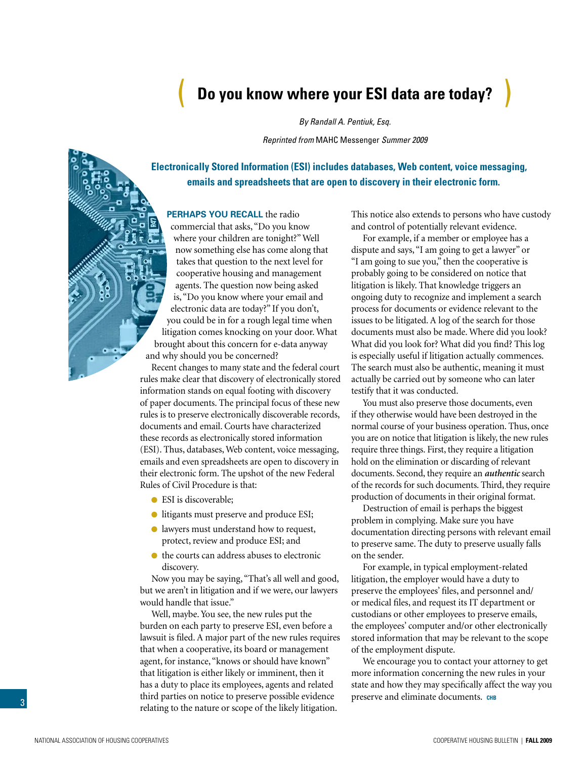# Do you know where your ESI data are today?

*By Randall A. Pentiuk, Esq.*

*Reprinted from* MAHC Messenger *Summer 2009*

**Electronically Stored Information (ESI) includes databases, Web content, voice messaging, emails and spreadsheets that are open to discovery in their electronic form.**

**PERHAPS YOU RECALL** the radio commercial that asks, "Do you know where your children are tonight?" Well now something else has come along that takes that question to the next level for cooperative housing and management agents. The question now being asked is, "Do you know where your email and electronic data are today?" If you don't, you could be in for a rough legal time when litigation comes knocking on your door. What brought about this concern for e-data anyway and why should you be concerned?

Recent changes to many state and the federal court rules make clear that discovery of electronically stored information stands on equal footing with discovery of paper documents. The principal focus of these new rules is to preserve electronically discoverable records, documents and email. Courts have characterized these records as electronically stored information (ESI). Thus, databases, Web content, voice messaging, emails and even spreadsheets are open to discovery in their electronic form. The upshot of the new Federal Rules of Civil Procedure is that:

- ESI is discoverable;
- litigants must preserve and produce ESI;
- lawyers must understand how to request, protect, review and produce ESI; and
- the courts can address abuses to electronic discovery.

Now you may be saying, "That's all well and good, but we aren't in litigation and if we were, our lawyers would handle that issue."

Well, maybe. You see, the new rules put the burden on each party to preserve ESI, even before a lawsuit is filed. A major part of the new rules requires that when a cooperative, its board or management agent, for instance, "knows or should have known" that litigation is either likely or imminent, then it has a duty to place its employees, agents and related third parties on notice to preserve possible evidence relating to the nature or scope of the likely litigation. This notice also extends to persons who have custody and control of potentially relevant evidence.

For example, if a member or employee has a dispute and says, "I am going to get a lawyer" or "I am going to sue you," then the cooperative is probably going to be considered on notice that litigation is likely. That knowledge triggers an ongoing duty to recognize and implement a search process for documents or evidence relevant to the issues to be litigated. A log of the search for those documents must also be made. Where did you look? What did you look for? What did you find? This log is especially useful if litigation actually commences. The search must also be authentic, meaning it must actually be carried out by someone who can later testify that it was conducted.

You must also preserve those documents, even if they otherwise would have been destroyed in the normal course of your business operation. Thus, once you are on notice that litigation is likely, the new rules require three things. First, they require a litigation hold on the elimination or discarding of relevant documents. Second, they require an ***authentic*** search of the records for such documents. Third, they require production of documents in their original format.

Destruction of email is perhaps the biggest problem in complying. Make sure you have documentation directing persons with relevant email to preserve same. The duty to preserve usually falls on the sender.

For example, in typical employment-related litigation, the employer would have a duty to preserve the employees' files, and personnel and/or medical files, and request its IT department or custodians or other employees to preserve emails, the employees' computer and/or other electronically stored information that may be relevant to the scope of the employment dispute.

We encourage you to contact your attorney to get more information concerning the new rules in your state and how they may specifically affect the way you preserve and eliminate documents. CHB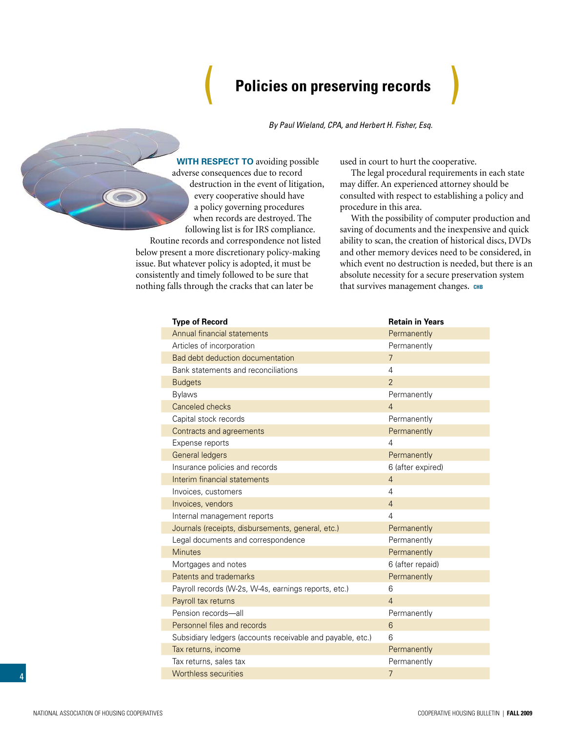# Policies on preserving records

*By Paul Wieland, CPA, and Herbert H. Fisher, Esq.*

**WITH RESPECT TO** avoiding possible adverse consequences due to record destruction in the event of litigation, every cooperative should have a policy governing procedures when records are destroyed. The following list is for IRS compliance.

Routine records and correspondence not listed below present a more discretionary policy-making issue. But whatever policy is adopted, it must be consistently and timely followed to be sure that nothing falls through the cracks that can later be used in court to hurt the cooperative.

The legal procedural requirements in each state may differ. An experienced attorney should be consulted with respect to establishing a policy and procedure in this area.

With the possibility of computer production and saving of documents and the inexpensive and quick ability to scan, the creation of historical discs, DVDs and other memory devices need to be considered, in which event no destruction is needed, but there is an absolute necessity for a secure preservation system that survives management changes. CHB

| Type of Record | Retain in Years |
|---|---|
| Annual financial statements | Permanently |
| Articles of incorporation | Permanently |
| Bad debt deduction documentation | 7 |
| Bank statements and reconciliations | 4 |
| Budgets | 2 |
| Bylaws | Permanently |
| Canceled checks | 4 |
| Capital stock records | Permanently |
| Contracts and agreements | Permanently |
| Expense reports | 4 |
| General ledgers | Permanently |
| Insurance policies and records | 6 (after expired) |
| Interim financial statements | 4 |
| Invoices, customers | 4 |
| Invoices, vendors | 4 |
| Internal management reports | 4 |
| Journals (receipts, disbursements, general, etc.) | Permanently |
| Legal documents and correspondence | Permanently |
| Minutes | Permanently |
| Mortgages and notes | 6 (after repaid) |
| Patents and trademarks | Permanently |
| Payroll records (W-2s, W-4s, earnings reports, etc.) | 6 |
| Payroll tax returns | 4 |
| Pension records—all | Permanently |
| Personnel files and records | 6 |
| Subsidiary ledgers (accounts receivable and payable, etc.) | 6 |
| Tax returns, income | Permanently |
| Tax returns, sales tax | Permanently |
| Worthless securities | 7 |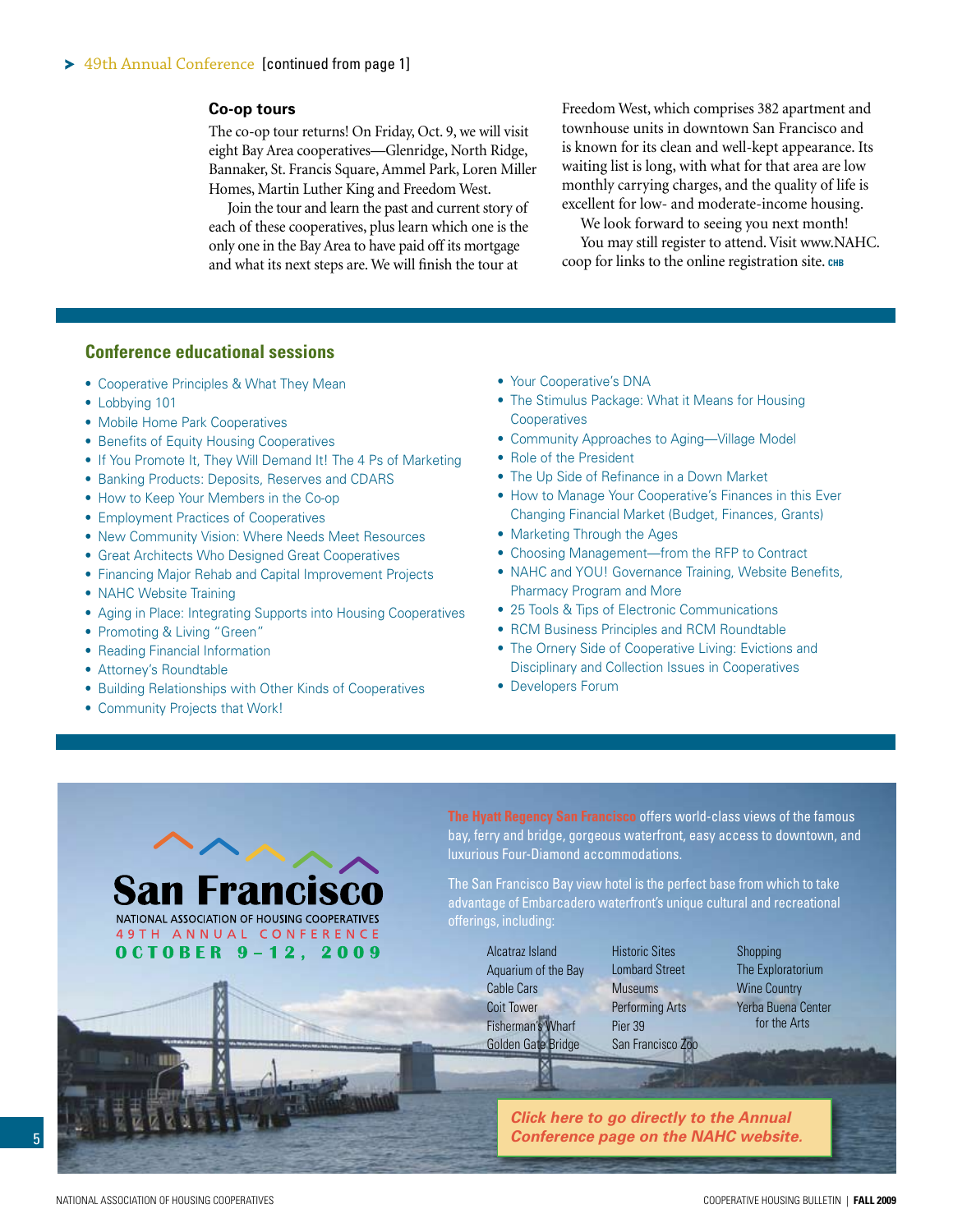**49th Annual Conference** [continued from page 1]

### Co-op tours

The co-op tour returns! On Friday, Oct. 9, we will visit eight Bay Area cooperatives—Glenridge, North Ridge, Bannaker, St. Francis Square, Ammel Park, Loren Miller Homes, Martin Luther King and Freedom West.

Join the tour and learn the past and current story of each of these cooperatives, plus learn which one is the only one in the Bay Area to have paid off its mortgage and what its next steps are. We will finish the tour at Freedom West, which comprises 382 apartment and townhouse units in downtown San Francisco and is known for its clean and well-kept appearance. Its waiting list is long, with what for that area are low monthly carrying charges, and the quality of life is excellent for low- and moderate-income housing.

We look forward to seeing you next month!

You may still register to attend. Visit www.NAHC.coop for links to the online registration site. CHB

## Conference educational sessions

- Cooperative Principles & What They Mean
- Lobbying 101
- Mobile Home Park Cooperatives
- Benefits of Equity Housing Cooperatives
- If You Promote It, They Will Demand It! The 4 Ps of Marketing
- Banking Products: Deposits, Reserves and CDARS
- How to Keep Your Members in the Co-op
- Employment Practices of Cooperatives
- New Community Vision: Where Needs Meet Resources
- Great Architects Who Designed Great Cooperatives
- Financing Major Rehab and Capital Improvement Projects
- NAHC Website Training
- Aging in Place: Integrating Supports into Housing Cooperatives
- Promoting & Living "Green"
- Reading Financial Information
- Attorney's Roundtable
- Building Relationships with Other Kinds of Cooperatives
- Community Projects that Work!
- Your Cooperative's DNA
- The Stimulus Package: What it Means for Housing Cooperatives
- Community Approaches to Aging—Village Model
- Role of the President
- The Up Side of Refinance in a Down Market
- How to Manage Your Cooperative's Finances in this Ever Changing Financial Market (Budget, Finances, Grants)
- Marketing Through the Ages
- Choosing Management—from the RFP to Contract
- NAHC and YOU! Governance Training, Website Benefits, Pharmacy Program and More
- 25 Tools & Tips of Electronic Communications
- RCM Business Principles and RCM Roundtable
- The Ornery Side of Cooperative Living: Evictions and Disciplinary and Collection Issues in Cooperatives
- Developers Forum

**San Francisco**
NATIONAL ASSOCIATION OF HOUSING COOPERATIVES
49TH ANNUAL CONFERENCE
**OCTOBER 9–12, 2009**

**The Hyatt Regency San Francisco** offers world-class views of the famous bay, ferry and bridge, gorgeous waterfront, easy access to downtown, and luxurious Four-Diamond accommodations.

The San Francisco Bay view hotel is the perfect base from which to take advantage of Embarcadero waterfront's unique cultural and recreational offerings, including:

| | | |
|---|---|---|
| Alcatraz Island | Historic Sites | Shopping |
| Aquarium of the Bay | Lombard Street | The Exploratorium |
| Cable Cars | Museums | Wine Country |
| Coit Tower | Performing Arts | Yerba Buena Center for the Arts |
| Fisherman's Wharf | Pier 39 | |
| Golden Gate Bridge | San Francisco Zoo | |

***Click here to go directly to the Annual Conference page on the NAHC website.***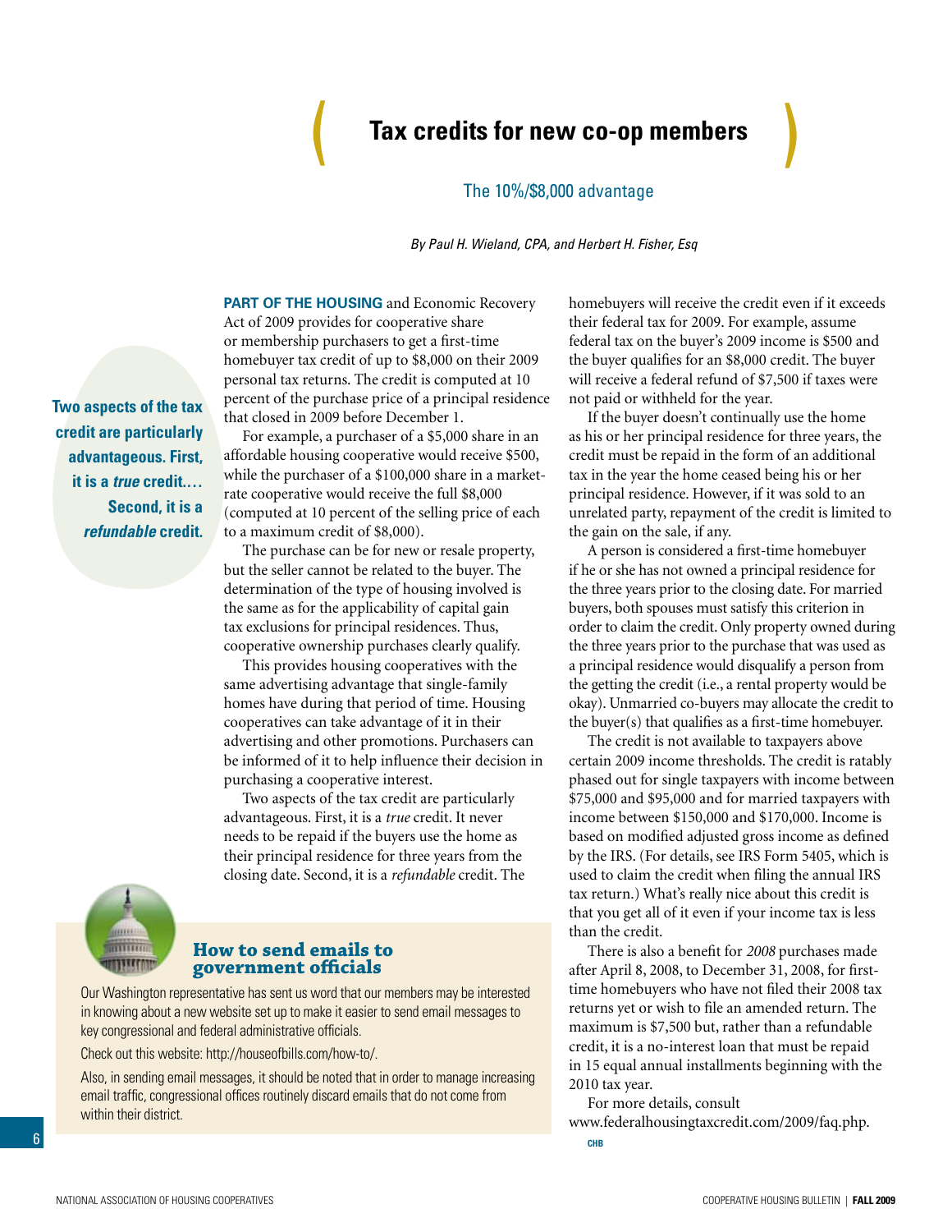# Tax credits for new co-op members

## The 10%/$8,000 advantage

*By Paul H. Wieland, CPA, and Herbert H. Fisher, Esq*

**Two aspects of the tax credit are particularly advantageous. First, it is a *true* credit.… Second, it is a *refundable* credit.**

**PART OF THE HOUSING** and Economic Recovery Act of 2009 provides for cooperative share or membership purchasers to get a first-time homebuyer tax credit of up to $8,000 on their 2009 personal tax returns. The credit is computed at 10 percent of the purchase price of a principal residence that closed in 2009 before December 1.

For example, a purchaser of a $5,000 share in an affordable housing cooperative would receive $500, while the purchaser of a $100,000 share in a market-rate cooperative would receive the full $8,000 (computed at 10 percent of the selling price of each to a maximum credit of $8,000).

The purchase can be for new or resale property, but the seller cannot be related to the buyer. The determination of the type of housing involved is the same as for the applicability of capital gain tax exclusions for principal residences. Thus, cooperative ownership purchases clearly qualify.

This provides housing cooperatives with the same advertising advantage that single-family homes have during that period of time. Housing cooperatives can take advantage of it in their advertising and other promotions. Purchasers can be informed of it to help influence their decision in purchasing a cooperative interest.

Two aspects of the tax credit are particularly advantageous. First, it is a *true* credit. It never needs to be repaid if the buyers use the home as their principal residence for three years from the closing date. Second, it is a *refundable* credit. The homebuyers will receive the credit even if it exceeds their federal tax for 2009. For example, assume federal tax on the buyer's 2009 income is $500 and the buyer qualifies for an $8,000 credit. The buyer will receive a federal refund of $7,500 if taxes were not paid or withheld for the year.

If the buyer doesn't continually use the home as his or her principal residence for three years, the credit must be repaid in the form of an additional tax in the year the home ceased being his or her principal residence. However, if it was sold to an unrelated party, repayment of the credit is limited to the gain on the sale, if any.

A person is considered a first-time homebuyer if he or she has not owned a principal residence for the three years prior to the closing date. For married buyers, both spouses must satisfy this criterion in order to claim the credit. Only property owned during the three years prior to the purchase that was used as a principal residence would disqualify a person from the getting the credit (i.e., a rental property would be okay). Unmarried co-buyers may allocate the credit to the buyer(s) that qualifies as a first-time homebuyer.

The credit is not available to taxpayers above certain 2009 income thresholds. The credit is ratably phased out for single taxpayers with income between $75,000 and $95,000 and for married taxpayers with income between $150,000 and $170,000. Income is based on modified adjusted gross income as defined by the IRS. (For details, see IRS Form 5405, which is used to claim the credit when filing the annual IRS tax return.) What's really nice about this credit is that you get all of it even if your income tax is less than the credit.

There is also a benefit for *2008* purchases made after April 8, 2008, to December 31, 2008, for first-time homebuyers who have not filed their 2008 tax returns yet or wish to file an amended return. The maximum is $7,500 but, rather than a refundable credit, it is a no-interest loan that must be repaid in 15 equal annual installments beginning with the 2010 tax year.

For more details, consult www.federalhousingtaxcredit.com/2009/faq.php.

CHB

### How to send emails to government officials

Our Washington representative has sent us word that our members may be interested in knowing about a new website set up to make it easier to send email messages to key congressional and federal administrative officials.

Check out this website: http://houseofbills.com/how-to/.

Also, in sending email messages, it should be noted that in order to manage increasing email traffic, congressional offices routinely discard emails that do not come from within their district.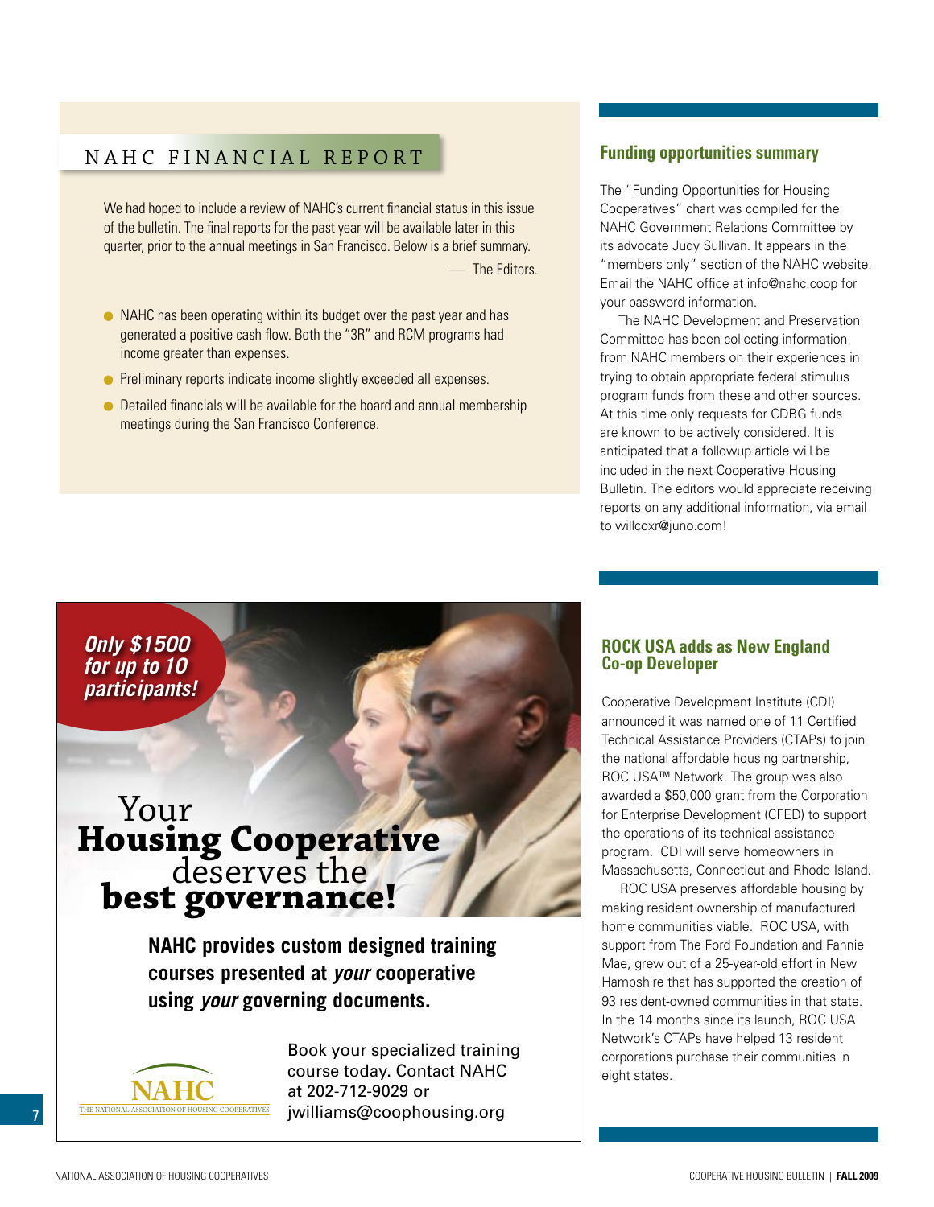## NAHC FINANCIAL REPORT

We had hoped to include a review of NAHC's current financial status in this issue of the bulletin. The final reports for the past year will be available later in this quarter, prior to the annual meetings in San Francisco. Below is a brief summary.

— The Editors.

- NAHC has been operating within its budget over the past year and has generated a positive cash flow. Both the "3R" and RCM programs had income greater than expenses.
- Preliminary reports indicate income slightly exceeded all expenses.
- Detailed financials will be available for the board and annual membership meetings during the San Francisco Conference.

## Funding opportunities summary

The "Funding Opportunities for Housing Cooperatives" chart was compiled for the NAHC Government Relations Committee by its advocate Judy Sullivan. It appears in the "members only" section of the NAHC website. Email the NAHC office at info@nahc.coop for your password information.

The NAHC Development and Preservation Committee has been collecting information from NAHC members on their experiences in trying to obtain appropriate federal stimulus program funds from these and other sources. At this time only requests for CDBG funds are known to be actively considered. It is anticipated that a followup article will be included in the next Cooperative Housing Bulletin. The editors would appreciate receiving reports on any additional information, via email to willcoxr@juno.com!

***Only $1500 for up to 10 participants!***

# Your **Housing Cooperative** deserves the **best governance!**

**NAHC provides custom designed training courses presented at *your* cooperative using *your* governing documents.**

NAHC
THE NATIONAL ASSOCIATION OF HOUSING COOPERATIVES

Book your specialized training course today. Contact NAHC at 202-712-9029 or jwilliams@coophousing.org

## ROCK USA adds as New England Co-op Developer

Cooperative Development Institute (CDI) announced it was named one of 11 Certified Technical Assistance Providers (CTAPs) to join the national affordable housing partnership, ROC USA™ Network. The group was also awarded a $50,000 grant from the Corporation for Enterprise Development (CFED) to support the operations of its technical assistance program. CDI will serve homeowners in Massachusetts, Connecticut and Rhode Island.

ROC USA preserves affordable housing by making resident ownership of manufactured home communities viable. ROC USA, with support from The Ford Foundation and Fannie Mae, grew out of a 25-year-old effort in New Hampshire that has supported the creation of 93 resident-owned communities in that state. In the 14 months since its launch, ROC USA Network's CTAPs have helped 13 resident corporations purchase their communities in eight states.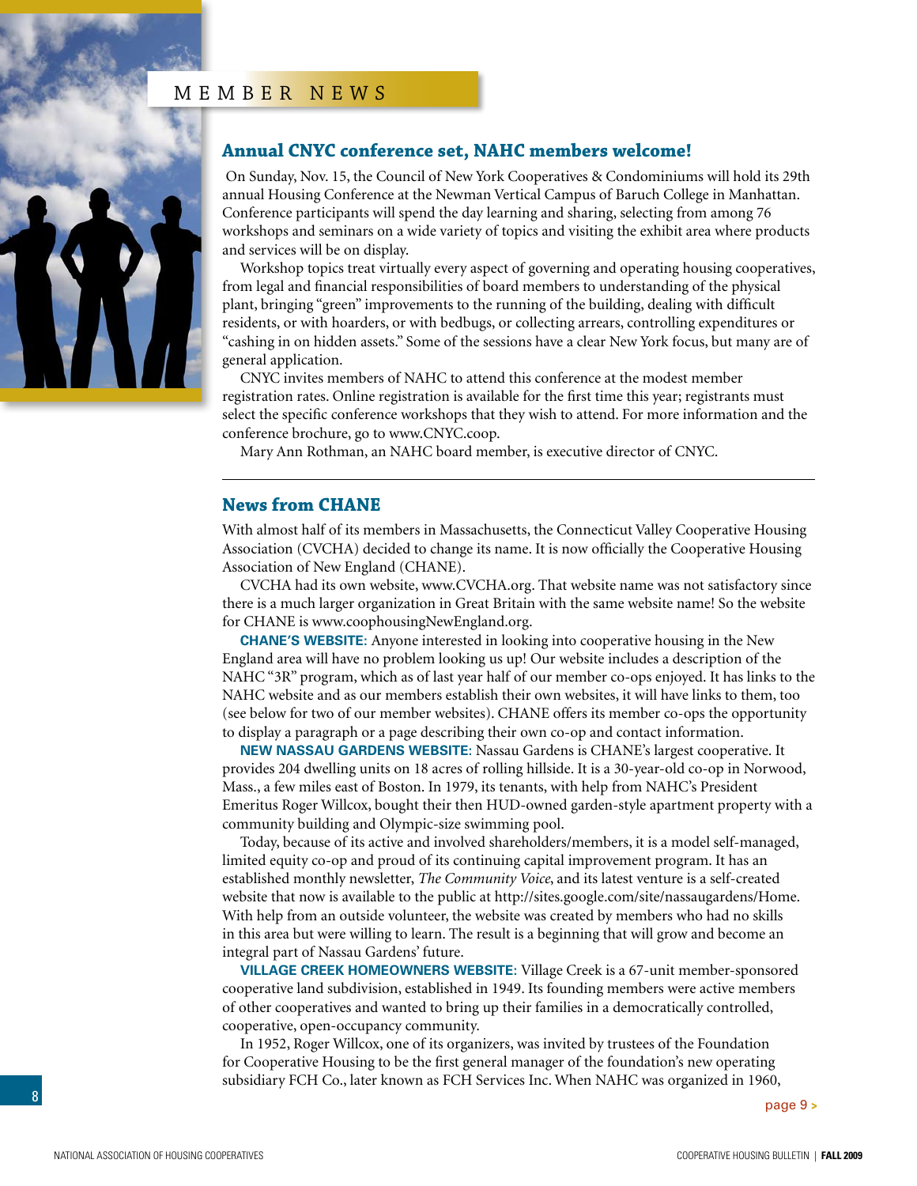# MEMBER NEWS

## Annual CNYC conference set, NAHC members welcome!

On Sunday, Nov. 15, the Council of New York Cooperatives & Condominiums will hold its 29th annual Housing Conference at the Newman Vertical Campus of Baruch College in Manhattan. Conference participants will spend the day learning and sharing, selecting from among 76 workshops and seminars on a wide variety of topics and visiting the exhibit area where products and services will be on display.

Workshop topics treat virtually every aspect of governing and operating housing cooperatives, from legal and financial responsibilities of board members to understanding of the physical plant, bringing "green" improvements to the running of the building, dealing with difficult residents, or with hoarders, or with bedbugs, or collecting arrears, controlling expenditures or "cashing in on hidden assets." Some of the sessions have a clear New York focus, but many are of general application.

CNYC invites members of NAHC to attend this conference at the modest member registration rates. Online registration is available for the first time this year; registrants must select the specific conference workshops that they wish to attend. For more information and the conference brochure, go to www.CNYC.coop.

Mary Ann Rothman, an NAHC board member, is executive director of CNYC.

---

## News from CHANE

With almost half of its members in Massachusetts, the Connecticut Valley Cooperative Housing Association (CVCHA) decided to change its name. It is now officially the Cooperative Housing Association of New England (CHANE).

CVCHA had its own website, www.CVCHA.org. That website name was not satisfactory since there is a much larger organization in Great Britain with the same website name! So the website for CHANE is www.coophousingNewEngland.org.

**CHANE'S WEBSITE:** Anyone interested in looking into cooperative housing in the New England area will have no problem looking us up! Our website includes a description of the NAHC "3R" program, which as of last year half of our member co-ops enjoyed. It has links to the NAHC website and as our members establish their own websites, it will have links to them, too (see below for two of our member websites). CHANE offers its member co-ops the opportunity to display a paragraph or a page describing their own co-op and contact information.

**NEW NASSAU GARDENS WEBSITE:** Nassau Gardens is CHANE's largest cooperative. It provides 204 dwelling units on 18 acres of rolling hillside. It is a 30-year-old co-op in Norwood, Mass., a few miles east of Boston. In 1979, its tenants, with help from NAHC's President Emeritus Roger Willcox, bought their then HUD-owned garden-style apartment property with a community building and Olympic-size swimming pool.

Today, because of its active and involved shareholders/members, it is a model self-managed, limited equity co-op and proud of its continuing capital improvement program. It has an established monthly newsletter, *The Community Voice*, and its latest venture is a self-created website that now is available to the public at http://sites.google.com/site/nassaugardens/Home. With help from an outside volunteer, the website was created by members who had no skills in this area but were willing to learn. The result is a beginning that will grow and become an integral part of Nassau Gardens' future.

**VILLAGE CREEK HOMEOWNERS WEBSITE:** Village Creek is a 67-unit member-sponsored cooperative land subdivision, established in 1949. Its founding members were active members of other cooperatives and wanted to bring up their families in a democratically controlled, cooperative, open-occupancy community.

In 1952, Roger Willcox, one of its organizers, was invited by trustees of the Foundation for Cooperative Housing to be the first general manager of the foundation's new operating subsidiary FCH Co., later known as FCH Services Inc. When NAHC was organized in 1960,

page 9 >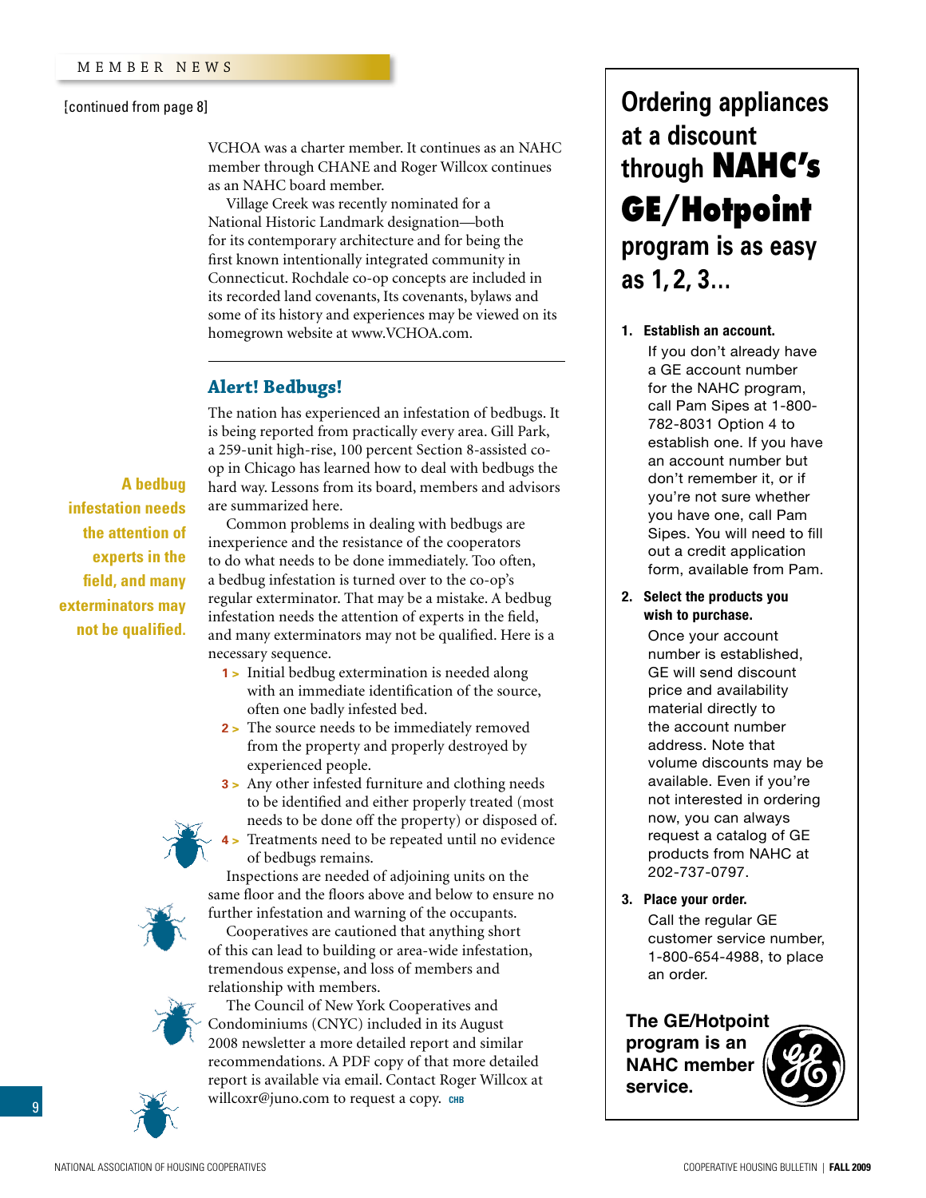[continued from page 8]

VCHOA was a charter member. It continues as an NAHC member through CHANE and Roger Willcox continues as an NAHC board member.

Village Creek was recently nominated for a National Historic Landmark designation—both for its contemporary architecture and for being the first known intentionally integrated community in Connecticut. Rochdale co-op concepts are included in its recorded land covenants, Its covenants, bylaws and some of its history and experiences may be viewed on its homegrown website at www.VCHOA.com.

## Alert! Bedbugs!

The nation has experienced an infestation of bedbugs. It is being reported from practically every area. Gill Park, a 259-unit high-rise, 100 percent Section 8-assisted co-op in Chicago has learned how to deal with bedbugs the hard way. Lessons from its board, members and advisors are summarized here.

> **A bedbug infestation needs the attention of experts in the field, and many exterminators may not be qualified.**

Common problems in dealing with bedbugs are inexperience and the resistance of the cooperators to do what needs to be done immediately. Too often, a bedbug infestation is turned over to the co-op's regular exterminator. That may be a mistake. A bedbug infestation needs the attention of experts in the field, and many exterminators may not be qualified. Here is a necessary sequence.

1 > Initial bedbug extermination is needed along with an immediate identification of the source, often one badly infested bed.

2 > The source needs to be immediately removed from the property and properly destroyed by experienced people.

3 > Any other infested furniture and clothing needs to be identified and either properly treated (most needs to be done off the property) or disposed of.

4 > Treatments need to be repeated until no evidence of bedbugs remains.

Inspections are needed of adjoining units on the same floor and the floors above and below to ensure no further infestation and warning of the occupants.

Cooperatives are cautioned that anything short of this can lead to building or area-wide infestation, tremendous expense, and loss of members and relationship with members.

The Council of New York Cooperatives and Condominiums (CNYC) included in its August 2008 newsletter a more detailed report and similar recommendations. A PDF copy of that more detailed report is available via email. Contact Roger Willcox at willcoxr@juno.com to request a copy. CHB

## Ordering appliances at a discount through NAHC's GE/Hotpoint program is as easy as 1, 2, 3...

1. **Establish an account.**
   If you don't already have a GE account number for the NAHC program, call Pam Sipes at 1-800-782-8031 Option 4 to establish one. If you have an account number but don't remember it, or if you're not sure whether you have one, call Pam Sipes. You will need to fill out a credit application form, available from Pam.

2. **Select the products you wish to purchase.**
   Once your account number is established, GE will send discount price and availability material directly to the account number address. Note that volume discounts may be available. Even if you're not interested in ordering now, you can always request a catalog of GE products from NAHC at 202-737-0797.

3. **Place your order.**
   Call the regular GE customer service number, 1-800-654-4988, to place an order.

**The GE/Hotpoint program is an NAHC member service.**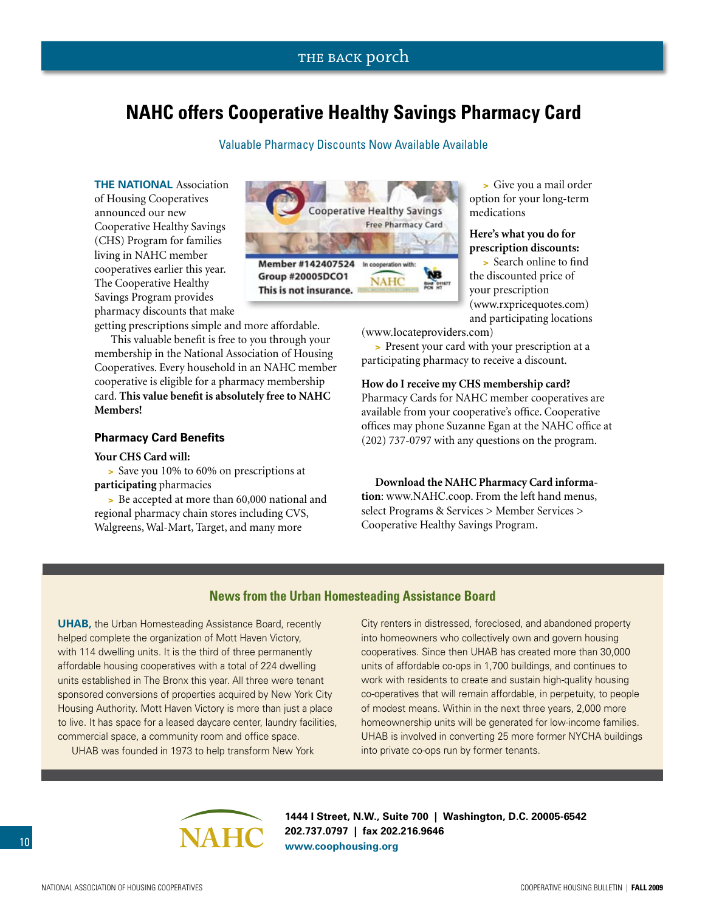# NAHC offers Cooperative Healthy Savings Pharmacy Card

Valuable Pharmacy Discounts Now Available Available

**THE NATIONAL** Association of Housing Cooperatives announced our new Cooperative Healthy Savings (CHS) Program for families living in NAHC member cooperatives earlier this year. The Cooperative Healthy Savings Program provides pharmacy discounts that make getting prescriptions simple and more affordable.

This valuable benefit is free to you through your membership in the National Association of Housing Cooperatives. Every household in an NAHC member cooperative is eligible for a pharmacy membership card. **This value benefit is absolutely free to NAHC Members!**

Cooperative Healthy Savings
Free Pharmacy Card
Member #142407524
Group #20005DCO1
This is not insurance.
In cooperation with: NAHC

### Pharmacy Card Benefits

**Your CHS Card will:**

> Save you 10% to 60% on prescriptions at **participating** pharmacies

> Be accepted at more than 60,000 national and regional pharmacy chain stores including CVS, Walgreens, Wal-Mart, Target, and many more

> Give you a mail order option for your long-term medications

**Here's what you do for prescription discounts:**

> Search online to find the discounted price of your prescription (www.rxpricequotes.com) and participating locations (www.locateproviders.com)

> Present your card with your prescription at a participating pharmacy to receive a discount.

**How do I receive my CHS membership card?**
Pharmacy Cards for NAHC member cooperatives are available from your cooperative's office. Cooperative offices may phone Suzanne Egan at the NAHC office at (202) 737-0797 with any questions on the program.

**Download the NAHC Pharmacy Card information**: www.NAHC.coop. From the left hand menus, select Programs & Services > Member Services > Cooperative Healthy Savings Program.

## News from the Urban Homesteading Assistance Board

**UHAB,** the Urban Homesteading Assistance Board, recently helped complete the organization of Mott Haven Victory, with 114 dwelling units. It is the third of three permanently affordable housing cooperatives with a total of 224 dwelling units established in The Bronx this year. All three were tenant sponsored conversions of properties acquired by New York City Housing Authority. Mott Haven Victory is more than just a place to live. It has space for a leased daycare center, laundry facilities, commercial space, a community room and office space.

UHAB was founded in 1973 to help transform New York City renters in distressed, foreclosed, and abandoned property into homeowners who collectively own and govern housing cooperatives. Since then UHAB has created more than 30,000 units of affordable co-ops in 1,700 buildings, and continues to work with residents to create and sustain high-quality housing co-operatives that will remain affordable, in perpetuity, to people of modest means. Within in the next three years, 2,000 more homeownership units will be generated for low-income families. UHAB is involved in converting 25 more former NYCHA buildings into private co-ops run by former tenants.

NAHC

**1444 I Street, N.W., Suite 700 | Washington, D.C. 20005-6542**
**202.737.0797 | fax 202.216.9646**
**www.coophousing.org**